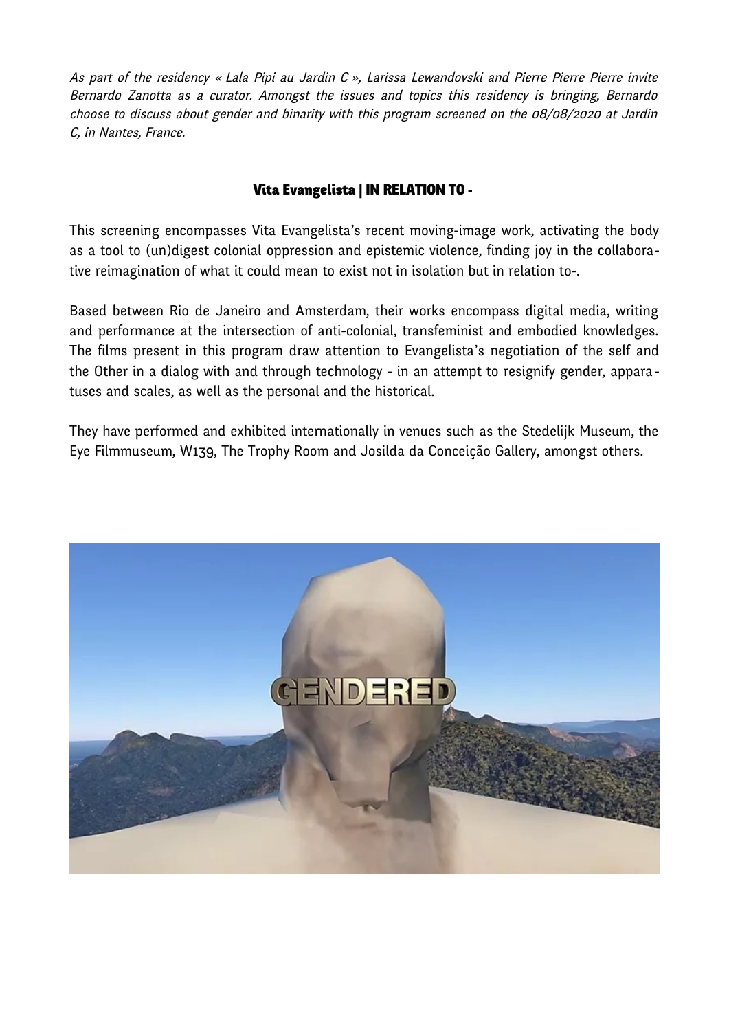*As part of the residency « Lala Pipi au Jardin C », Larissa Lewandovski and Pierre Pierre Pierre invite Bernardo Zanotta as a curator. Amongst the issues and topics this residency is bringing, Bernardo choose to discuss about gender and binarity with this program screened on the 08/08/2020 at Jardin C, in Nantes, France.*

## Vita Evangelista | IN RELATION TO -

This screening encompasses Vita Evangelista's recent moving-image work, activating the body as a tool to (un)digest colonial oppression and epistemic violence, finding joy in the collaborative reimagination of what it could mean to exist not in isolation but in relation to-.

Based between Rio de Janeiro and Amsterdam, their works encompass digital media, writing and performance at the intersection of anti-colonial, transfeminist and embodied knowledges. The films present in this program draw attention to Evangelista's negotiation of the self and the Other in a dialog with and through technology - in an attempt to resignify gender, apparatuses and scales, as well as the personal and the historical.

They have performed and exhibited internationally in venues such as the Stedelijk Museum, the Eye Filmmuseum, W139, The Trophy Room and Josilda da Conceição Gallery, amongst others.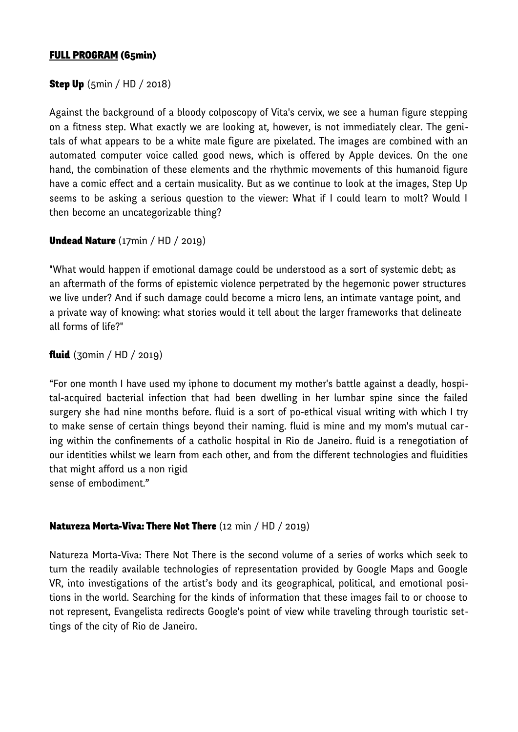## FULL PROGRAM (65min)

**Step Up** (5min / HD / 2018)

Against the background of a bloody colposcopy of Vita's cervix, we see a human figure stepping on a fitness step. What exactly we are looking at, however, is not immediately clear. The genitals of what appears to be a white male figure are pixelated. The images are combined with an automated computer voice called good news, which is offered by Apple devices. On the one hand, the combination of these elements and the rhythmic movements of this humanoid figure have a comic effect and a certain musicality. But as we continue to look at the images, Step Up seems to be asking a serious question to the viewer: What if I could learn to molt? Would I then become an uncategorizable thing?

**Undead Nature** (17min / HD / 2019)

"What would happen if emotional damage could be understood as a sort of systemic debt; as an aftermath of the forms of epistemic violence perpetrated by the hegemonic power structures we live under? And if such damage could become a micro lens, an intimate vantage point, and a private way of knowing: what stories would it tell about the larger frameworks that delineate all forms of life?"

**fluid** (30min / HD / 2019)

"For one month I have used my iphone to document my mother's battle against a deadly, hospital-acquired bacterial infection that had been dwelling in her lumbar spine since the failed surgery she had nine months before. fluid is a sort of po-ethical visual writing with which I try to make sense of certain things beyond their naming. fluid is mine and my mom's mutual caring within the confinements of a catholic hospital in Rio de Janeiro. fluid is a renegotiation of our identities whilst we learn from each other, and from the different technologies and fluidities that might afford us a non rigid
sense of embodiment."

**Natureza Morta-Viva: There Not There** (12 min / HD / 2019)

Natureza Morta-Viva: There Not There is the second volume of a series of works which seek to turn the readily available technologies of representation provided by Google Maps and Google VR, into investigations of the artist's body and its geographical, political, and emotional positions in the world. Searching for the kinds of information that these images fail to or choose to not represent, Evangelista redirects Google's point of view while traveling through touristic settings of the city of Rio de Janeiro.